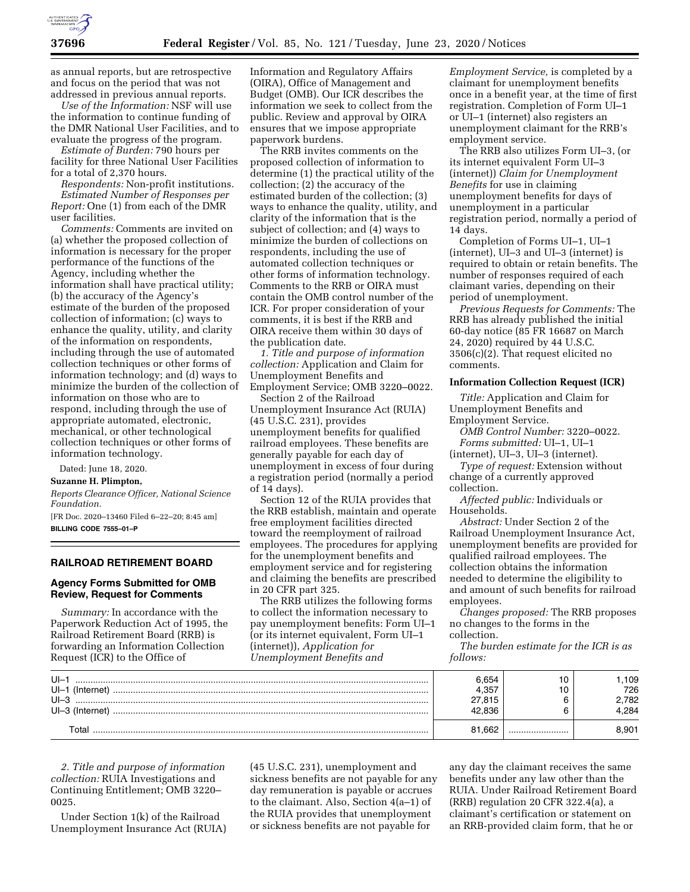as annual reports, but are retrospective and focus on the period that was not addressed in previous annual reports.

*Use of the Information:* NSF will use the information to continue funding of the DMR National User Facilities, and to evaluate the progress of the program.

*Estimate of Burden:* 790 hours per facility for three National User Facilities for a total of 2,370 hours.

*Respondents:* Non-profit institutions.

*Estimated Number of Responses per Report:* One (1) from each of the DMR user facilities.

*Comments:* Comments are invited on (a) whether the proposed collection of information is necessary for the proper performance of the functions of the Agency, including whether the information shall have practical utility; (b) the accuracy of the Agency's estimate of the burden of the proposed collection of information; (c) ways to enhance the quality, utility, and clarity of the information on respondents, including through the use of automated collection techniques or other forms of information technology; and (d) ways to minimize the burden of the collection of information on those who are to respond, including through the use of appropriate automated, electronic, mechanical, or other technological collection techniques or other forms of information technology.

Dated: June 18, 2020.

**Suzanne H. Plimpton,**

*Reports Clearance Officer, National Science Foundation.*

[FR Doc. 2020–13460 Filed 6–22–20; 8:45 am]

**BILLING CODE 7555–01–P**

## RAILROAD RETIREMENT BOARD

### Agency Forms Submitted for OMB Review, Request for Comments

*Summary:* In accordance with the Paperwork Reduction Act of 1995, the Railroad Retirement Board (RRB) is forwarding an Information Collection Request (ICR) to the Office of Information and Regulatory Affairs (OIRA), Office of Management and Budget (OMB). Our ICR describes the information we seek to collect from the public. Review and approval by OIRA ensures that we impose appropriate paperwork burdens.

The RRB invites comments on the proposed collection of information to determine (1) the practical utility of the collection; (2) the accuracy of the estimated burden of the collection; (3) ways to enhance the quality, utility, and clarity of the information that is the subject of collection; and (4) ways to minimize the burden of collections on respondents, including the use of automated collection techniques or other forms of information technology. Comments to the RRB or OIRA must contain the OMB control number of the ICR. For proper consideration of your comments, it is best if the RRB and OIRA receive them within 30 days of the publication date.

*1. Title and purpose of information collection:* Application and Claim for Unemployment Benefits and Employment Service; OMB 3220–0022.

Section 2 of the Railroad Unemployment Insurance Act (RUIA) (45 U.S.C. 231), provides unemployment benefits for qualified railroad employees. These benefits are generally payable for each day of unemployment in excess of four during a registration period (normally a period of 14 days).

Section 12 of the RUIA provides that the RRB establish, maintain and operate free employment facilities directed toward the reemployment of railroad employees. The procedures for applying for the unemployment benefits and employment service and for registering and claiming the benefits are prescribed in 20 CFR part 325.

The RRB utilizes the following forms to collect the information necessary to pay unemployment benefits: Form UI–1 (or its internet equivalent, Form UI–1 (internet)), *Application for Unemployment Benefits and Employment Service,* is completed by a claimant for unemployment benefits once in a benefit year, at the time of first registration. Completion of Form UI–1 or UI–1 (internet) also registers an unemployment claimant for the RRB's employment service.

The RRB also utilizes Form UI–3, (or its internet equivalent Form UI–3 (internet)) *Claim for Unemployment Benefits* for use in claiming unemployment benefits for days of unemployment in a particular registration period, normally a period of 14 days.

Completion of Forms UI–1, UI–1 (internet), UI–3 and UI–3 (internet) is required to obtain or retain benefits. The number of responses required of each claimant varies, depending on their period of unemployment.

*Previous Requests for Comments:* The RRB has already published the initial 60-day notice (85 FR 16687 on March 24, 2020) required by 44 U.S.C. 3506(c)(2). That request elicited no comments.

#### Information Collection Request (ICR)

*Title:* Application and Claim for Unemployment Benefits and Employment Service.

*OMB Control Number:* 3220–0022.

*Forms submitted:* UI–1, UI–1 (internet), UI–3, UI–3 (internet).

*Type of request:* Extension without change of a currently approved collection.

*Affected public:* Individuals or Households.

*Abstract:* Under Section 2 of the Railroad Unemployment Insurance Act, unemployment benefits are provided for qualified railroad employees. The collection obtains the information needed to determine the eligibility to and amount of such benefits for railroad employees.

*Changes proposed:* The RRB proposes no changes to the forms in the collection.

*The burden estimate for the ICR is as follows:*

| | | | |
|---|---|---|---|
| UI–1 | 6,654 | 10 | 1,109 |
| UI–1 (Internet) | 4,357 | 10 | 726 |
| UI–3 | 27,815 | 6 | 2,782 |
| UI–3 (Internet) | 42,836 | 6 | 4,284 |
| Total | 81,662 | | 8,901 |

*2. Title and purpose of information collection:* RUIA Investigations and Continuing Entitlement; OMB 3220–0025.

Under Section 1(k) of the Railroad Unemployment Insurance Act (RUIA) (45 U.S.C. 231), unemployment and sickness benefits are not payable for any day remuneration is payable or accrues to the claimant. Also, Section 4(a–1) of the RUIA provides that unemployment or sickness benefits are not payable for any day the claimant receives the same benefits under any law other than the RUIA. Under Railroad Retirement Board (RRB) regulation 20 CFR 322.4(a), a claimant's certification or statement on an RRB-provided claim form, that he or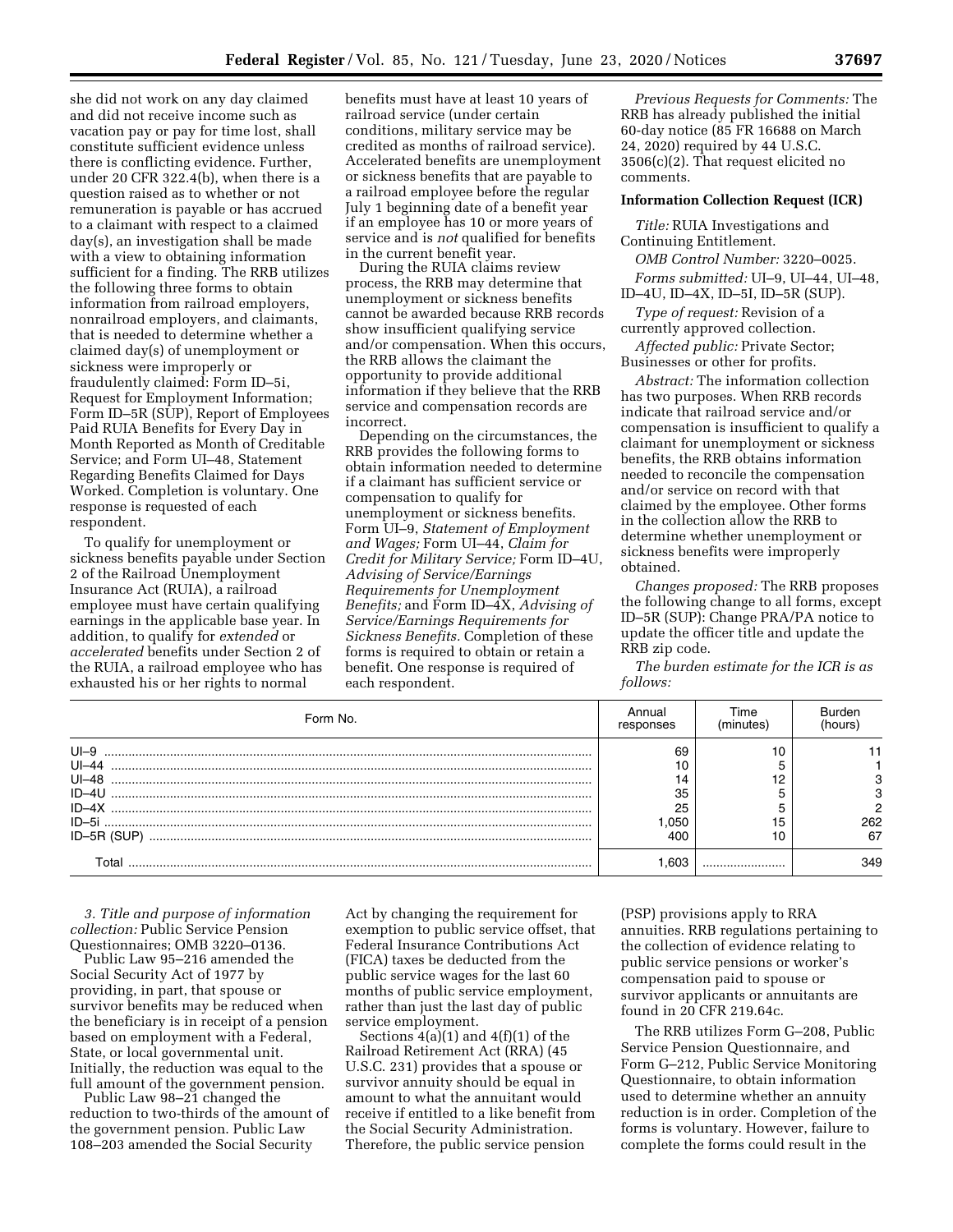she did not work on any day claimed and did not receive income such as vacation pay or pay for time lost, shall constitute sufficient evidence unless there is conflicting evidence. Further, under 20 CFR 322.4(b), when there is a question raised as to whether or not remuneration is payable or has accrued to a claimant with respect to a claimed day(s), an investigation shall be made with a view to obtaining information sufficient for a finding. The RRB utilizes the following three forms to obtain information from railroad employers, nonrailroad employers, and claimants, that is needed to determine whether a claimed day(s) of unemployment or sickness were improperly or fraudulently claimed: Form ID–5i, Request for Employment Information; Form ID–5R (SUP), Report of Employees Paid RUIA Benefits for Every Day in Month Reported as Month of Creditable Service; and Form UI–48, Statement Regarding Benefits Claimed for Days Worked. Completion is voluntary. One response is requested of each respondent.

To qualify for unemployment or sickness benefits payable under Section 2 of the Railroad Unemployment Insurance Act (RUIA), a railroad employee must have certain qualifying earnings in the applicable base year. In addition, to qualify for *extended* or *accelerated* benefits under Section 2 of the RUIA, a railroad employee who has exhausted his or her rights to normal benefits must have at least 10 years of railroad service (under certain conditions, military service may be credited as months of railroad service). Accelerated benefits are unemployment or sickness benefits that are payable to a railroad employee before the regular July 1 beginning date of a benefit year if an employee has 10 or more years of service and is *not* qualified for benefits in the current benefit year.

During the RUIA claims review process, the RRB may determine that unemployment or sickness benefits cannot be awarded because RRB records show insufficient qualifying service and/or compensation. When this occurs, the RRB allows the claimant the opportunity to provide additional information if they believe that the RRB service and compensation records are incorrect.

Depending on the circumstances, the RRB provides the following forms to obtain information needed to determine if a claimant has sufficient service or compensation to qualify for unemployment or sickness benefits. Form UI–9, *Statement of Employment and Wages;* Form UI–44, *Claim for Credit for Military Service;* Form ID–4U, *Advising of Service/Earnings Requirements for Unemployment Benefits;* and Form ID–4X, *Advising of Service/Earnings Requirements for Sickness Benefits.* Completion of these forms is required to obtain or retain a benefit. One response is required of each respondent.

*Previous Requests for Comments:* The RRB has already published the initial 60-day notice (85 FR 16688 on March 24, 2020) required by 44 U.S.C. 3506(c)(2). That request elicited no comments.

**Information Collection Request (ICR)**

*Title:* RUIA Investigations and Continuing Entitlement.

*OMB Control Number:* 3220–0025.

*Forms submitted:* UI–9, UI–44, UI–48, ID–4U, ID–4X, ID–5I, ID–5R (SUP).

*Type of request:* Revision of a currently approved collection.

*Affected public:* Private Sector; Businesses or other for profits.

*Abstract:* The information collection has two purposes. When RRB records indicate that railroad service and/or compensation is insufficient to qualify a claimant for unemployment or sickness benefits, the RRB obtains information needed to reconcile the compensation and/or service on record with that claimed by the employee. Other forms in the collection allow the RRB to determine whether unemployment or sickness benefits were improperly obtained.

*Changes proposed:* The RRB proposes the following change to all forms, except ID–5R (SUP): Change PRA/PA notice to update the officer title and update the RRB zip code.

*The burden estimate for the ICR is as follows:*

| Form No. | Annual responses | Time (minutes) | Burden (hours) |
|---|---|---|---|
| UI–9 | 69 | 10 | 11 |
| UI–44 | 10 | 5 | 1 |
| UI–48 | 14 | 12 | 3 |
| ID–4U | 35 | 5 | 3 |
| ID–4X | 25 | 5 | 2 |
| ID–5i | 1,050 | 15 | 262 |
| ID–5R (SUP) | 400 | 10 | 67 |
| Total | 1,603 | | 349 |

*3. Title and purpose of information collection:* Public Service Pension Questionnaires; OMB 3220–0136.

Public Law 95–216 amended the Social Security Act of 1977 by providing, in part, that spouse or survivor benefits may be reduced when the beneficiary is in receipt of a pension based on employment with a Federal, State, or local governmental unit. Initially, the reduction was equal to the full amount of the government pension.

Public Law 98–21 changed the reduction to two-thirds of the amount of the government pension. Public Law 108–203 amended the Social Security Act by changing the requirement for exemption to public service offset, that Federal Insurance Contributions Act (FICA) taxes be deducted from the public service wages for the last 60 months of public service employment, rather than just the last day of public service employment.

Sections 4(a)(1) and 4(f)(1) of the Railroad Retirement Act (RRA) (45 U.S.C. 231) provides that a spouse or survivor annuity should be equal in amount to what the annuitant would receive if entitled to a like benefit from the Social Security Administration. Therefore, the public service pension (PSP) provisions apply to RRA annuities. RRB regulations pertaining to the collection of evidence relating to public service pensions or worker's compensation paid to spouse or survivor applicants or annuitants are found in 20 CFR 219.64c.

The RRB utilizes Form G–208, Public Service Pension Questionnaire, and Form G–212, Public Service Monitoring Questionnaire, to obtain information used to determine whether an annuity reduction is in order. Completion of the forms is voluntary. However, failure to complete the forms could result in the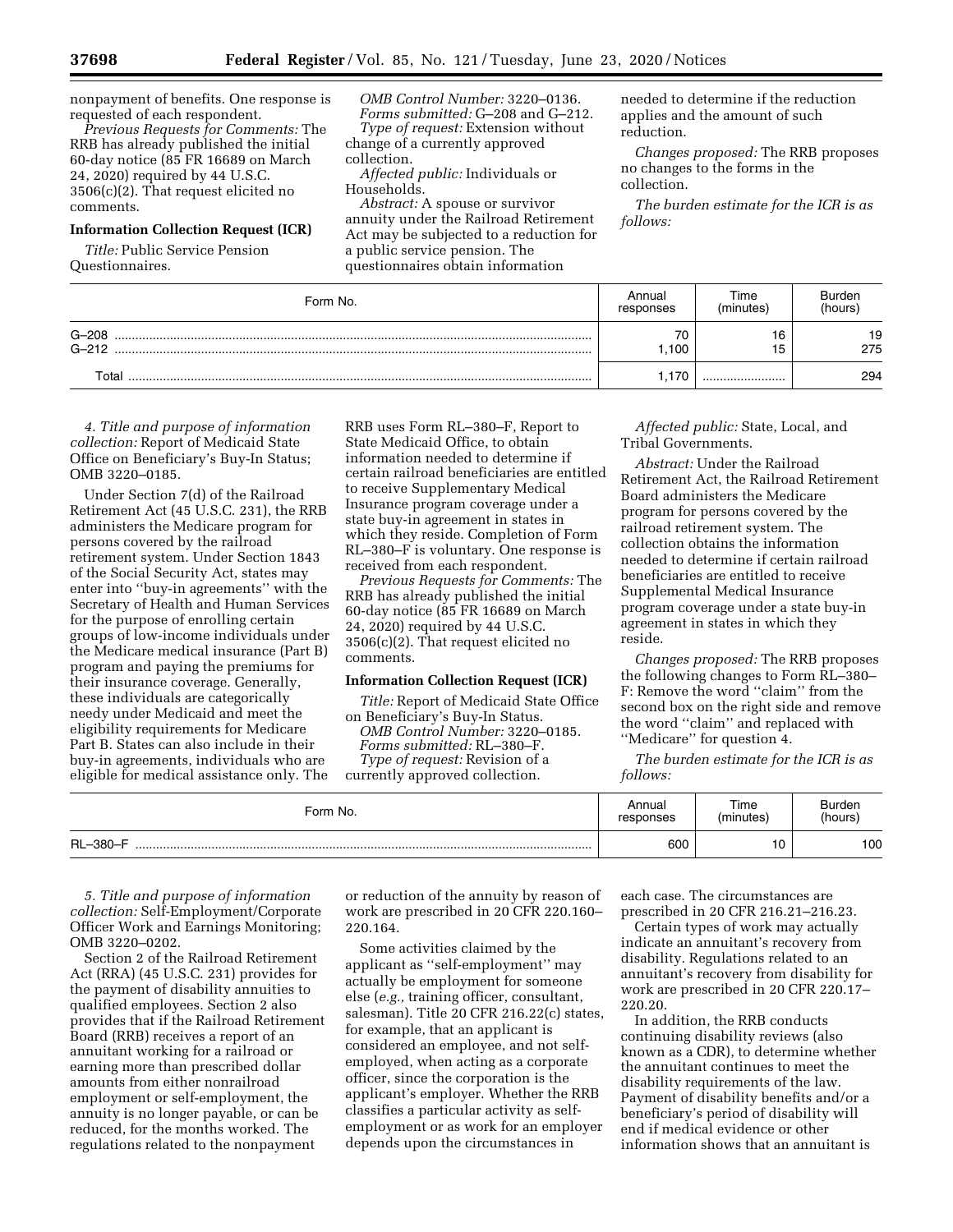nonpayment of benefits. One response is requested of each respondent.

*Previous Requests for Comments:* The RRB has already published the initial 60-day notice (85 FR 16689 on March 24, 2020) required by 44 U.S.C. 3506(c)(2). That request elicited no comments.

**Information Collection Request (ICR)**

*Title:* Public Service Pension Questionnaires.

*OMB Control Number:* 3220–0136.

*Forms submitted:* G–208 and G–212.

*Type of request:* Extension without change of a currently approved collection.

*Affected public:* Individuals or Households.

*Abstract:* A spouse or survivor annuity under the Railroad Retirement Act may be subjected to a reduction for a public service pension. The questionnaires obtain information needed to determine if the reduction applies and the amount of such reduction.

*Changes proposed:* The RRB proposes no changes to the forms in the collection.

*The burden estimate for the ICR is as follows:*

| Form No. | Annual responses | Time (minutes) | Burden (hours) |
|---|---|---|---|
| G–208 | 70 | 16 | 19 |
| G–212 | 1,100 | 15 | 275 |
| Total | 1,170 | | 294 |

*4. Title and purpose of information collection:* Report of Medicaid State Office on Beneficiary's Buy-In Status; OMB 3220–0185.

Under Section 7(d) of the Railroad Retirement Act (45 U.S.C. 231), the RRB administers the Medicare program for persons covered by the railroad retirement system. Under Section 1843 of the Social Security Act, states may enter into ''buy-in agreements'' with the Secretary of Health and Human Services for the purpose of enrolling certain groups of low-income individuals under the Medicare medical insurance (Part B) program and paying the premiums for their insurance coverage. Generally, these individuals are categorically needy under Medicaid and meet the eligibility requirements for Medicare Part B. States can also include in their buy-in agreements, individuals who are eligible for medical assistance only. The RRB uses Form RL–380–F, Report to State Medicaid Office, to obtain information needed to determine if certain railroad beneficiaries are entitled to receive Supplementary Medical Insurance program coverage under a state buy-in agreement in states in which they reside. Completion of Form RL–380–F is voluntary. One response is received from each respondent.

*Previous Requests for Comments:* The RRB has already published the initial 60-day notice (85 FR 16689 on March 24, 2020) required by 44 U.S.C. 3506(c)(2). That request elicited no comments.

**Information Collection Request (ICR)**

*Title:* Report of Medicaid State Office on Beneficiary's Buy-In Status.

*OMB Control Number:* 3220–0185.

*Forms submitted:* RL–380–F.

*Type of request:* Revision of a currently approved collection.

*Affected public:* State, Local, and Tribal Governments.

*Abstract:* Under the Railroad Retirement Act, the Railroad Retirement Board administers the Medicare program for persons covered by the railroad retirement system. The collection obtains the information needed to determine if certain railroad beneficiaries are entitled to receive Supplemental Medical Insurance program coverage under a state buy-in agreement in states in which they reside.

*Changes proposed:* The RRB proposes the following changes to Form RL–380–F: Remove the word ''claim'' from the second box on the right side and remove the word ''claim'' and replaced with ''Medicare'' for question 4.

*The burden estimate for the ICR is as follows:*

| Form No. | Annual responses | Time (minutes) | Burden (hours) |
|---|---|---|---|
| RL–380–F | 600 | 10 | 100 |

*5. Title and purpose of information collection:* Self-Employment/Corporate Officer Work and Earnings Monitoring; OMB 3220–0202.

Section 2 of the Railroad Retirement Act (RRA) (45 U.S.C. 231) provides for the payment of disability annuities to qualified employees. Section 2 also provides that if the Railroad Retirement Board (RRB) receives a report of an annuitant working for a railroad or earning more than prescribed dollar amounts from either nonrailroad employment or self-employment, the annuity is no longer payable, or can be reduced, for the months worked. The regulations related to the nonpayment or reduction of the annuity by reason of work are prescribed in 20 CFR 220.160–220.164.

Some activities claimed by the applicant as ''self-employment'' may actually be employment for someone else (*e.g.,* training officer, consultant, salesman). Title 20 CFR 216.22(c) states, for example, that an applicant is considered an employee, and not self-employed, when acting as a corporate officer, since the corporation is the applicant's employer. Whether the RRB classifies a particular activity as self-employment or as work for an employer depends upon the circumstances in each case. The circumstances are prescribed in 20 CFR 216.21–216.23.

Certain types of work may actually indicate an annuitant's recovery from disability. Regulations related to an annuitant's recovery from disability for work are prescribed in 20 CFR 220.17–220.20.

In addition, the RRB conducts continuing disability reviews (also known as a CDR), to determine whether the annuitant continues to meet the disability requirements of the law. Payment of disability benefits and/or a beneficiary's period of disability will end if medical evidence or other information shows that an annuitant is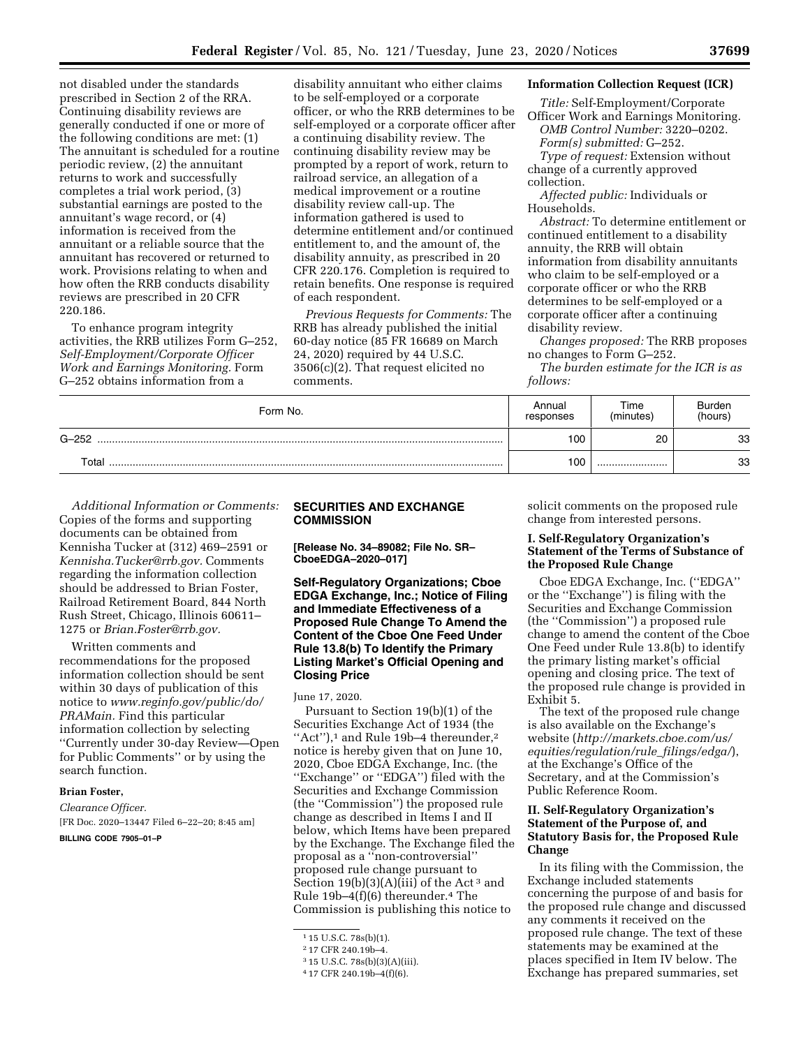not disabled under the standards prescribed in Section 2 of the RRA. Continuing disability reviews are generally conducted if one or more of the following conditions are met: (1) The annuitant is scheduled for a routine periodic review, (2) the annuitant returns to work and successfully completes a trial work period, (3) substantial earnings are posted to the annuitant's wage record, or (4) information is received from the annuitant or a reliable source that the annuitant has recovered or returned to work. Provisions relating to when and how often the RRB conducts disability reviews are prescribed in 20 CFR 220.186.

To enhance program integrity activities, the RRB utilizes Form G–252, *Self-Employment/Corporate Officer Work and Earnings Monitoring.* Form G–252 obtains information from a disability annuitant who either claims to be self-employed or a corporate officer, or who the RRB determines to be self-employed or a corporate officer after a continuing disability review. The continuing disability review may be prompted by a report of work, return to railroad service, an allegation of a medical improvement or a routine disability review call-up. The information gathered is used to determine entitlement and/or continued entitlement to, and the amount of, the disability annuity, as prescribed in 20 CFR 220.176. Completion is required to retain benefits. One response is required of each respondent.

*Previous Requests for Comments:* The RRB has already published the initial 60-day notice (85 FR 16689 on March 24, 2020) required by 44 U.S.C. 3506(c)(2). That request elicited no comments.

**Information Collection Request (ICR)**

*Title:* Self-Employment/Corporate Officer Work and Earnings Monitoring.

*OMB Control Number:* 3220–0202.

*Form(s) submitted:* G–252.

*Type of request:* Extension without change of a currently approved collection.

*Affected public:* Individuals or Households.

*Abstract:* To determine entitlement or continued entitlement to a disability annuity, the RRB will obtain information from disability annuitants who claim to be self-employed or a corporate officer or who the RRB determines to be self-employed or a corporate officer after a continuing disability review.

*Changes proposed:* The RRB proposes no changes to Form G–252.

*The burden estimate for the ICR is as follows:*

| Form No. | Annual responses | Time (minutes) | Burden (hours) |
|---|---|---|---|
| G–252 | 100 | 20 | 33 |
| Total | 100 | | 33 |

*Additional Information or Comments:* Copies of the forms and supporting documents can be obtained from Kennisha Tucker at (312) 469–2591 or *Kennisha.Tucker@rrb.gov.* Comments regarding the information collection should be addressed to Brian Foster, Railroad Retirement Board, 844 North Rush Street, Chicago, Illinois 60611–1275 or *Brian.Foster@rrb.gov.*

Written comments and recommendations for the proposed information collection should be sent within 30 days of publication of this notice to *www.reginfo.gov/public/do/PRAMain.* Find this particular information collection by selecting ''Currently under 30-day Review—Open for Public Comments'' or by using the search function.

**Brian Foster,**

*Clearance Officer.*

[FR Doc. 2020–13447 Filed 6–22–20; 8:45 am]

**BILLING CODE 7905–01–P**

## SECURITIES AND EXCHANGE COMMISSION

**[Release No. 34–89082; File No. SR–CboeEDGA–2020–017]**

### Self-Regulatory Organizations; Cboe EDGA Exchange, Inc.; Notice of Filing and Immediate Effectiveness of a Proposed Rule Change To Amend the Content of the Cboe One Feed Under Rule 13.8(b) To Identify the Primary Listing Market's Official Opening and Closing Price

June 17, 2020.

Pursuant to Section 19(b)(1) of the Securities Exchange Act of 1934 (the ''Act''),[1] and Rule 19b–4 thereunder,[2] notice is hereby given that on June 10, 2020, Cboe EDGA Exchange, Inc. (the ''Exchange'' or ''EDGA'') filed with the Securities and Exchange Commission (the ''Commission'') the proposed rule change as described in Items I and II below, which Items have been prepared by the Exchange. The Exchange filed the proposal as a ''non-controversial'' proposed rule change pursuant to Section 19(b)(3)(A)(iii) of the Act[3] and Rule 19b–4(f)(6) thereunder.[4] The Commission is publishing this notice to solicit comments on the proposed rule change from interested persons.

[1] 15 U.S.C. 78s(b)(1).

[2] 17 CFR 240.19b–4.

[3] 15 U.S.C. 78s(b)(3)(A)(iii).

[4] 17 CFR 240.19b–4(f)(6).

### I. Self-Regulatory Organization's Statement of the Terms of Substance of the Proposed Rule Change

Cboe EDGA Exchange, Inc. (''EDGA'' or the ''Exchange'') is filing with the Securities and Exchange Commission (the ''Commission'') a proposed rule change to amend the content of the Cboe One Feed under Rule 13.8(b) to identify the primary listing market's official opening and closing price. The text of the proposed rule change is provided in Exhibit 5.

The text of the proposed rule change is also available on the Exchange's website (*http://markets.cboe.com/us/equities/regulation/rule_filings/edga/*), at the Exchange's Office of the Secretary, and at the Commission's Public Reference Room.

### II. Self-Regulatory Organization's Statement of the Purpose of, and Statutory Basis for, the Proposed Rule Change

In its filing with the Commission, the Exchange included statements concerning the purpose of and basis for the proposed rule change and discussed any comments it received on the proposed rule change. The text of these statements may be examined at the places specified in Item IV below. The Exchange has prepared summaries, set